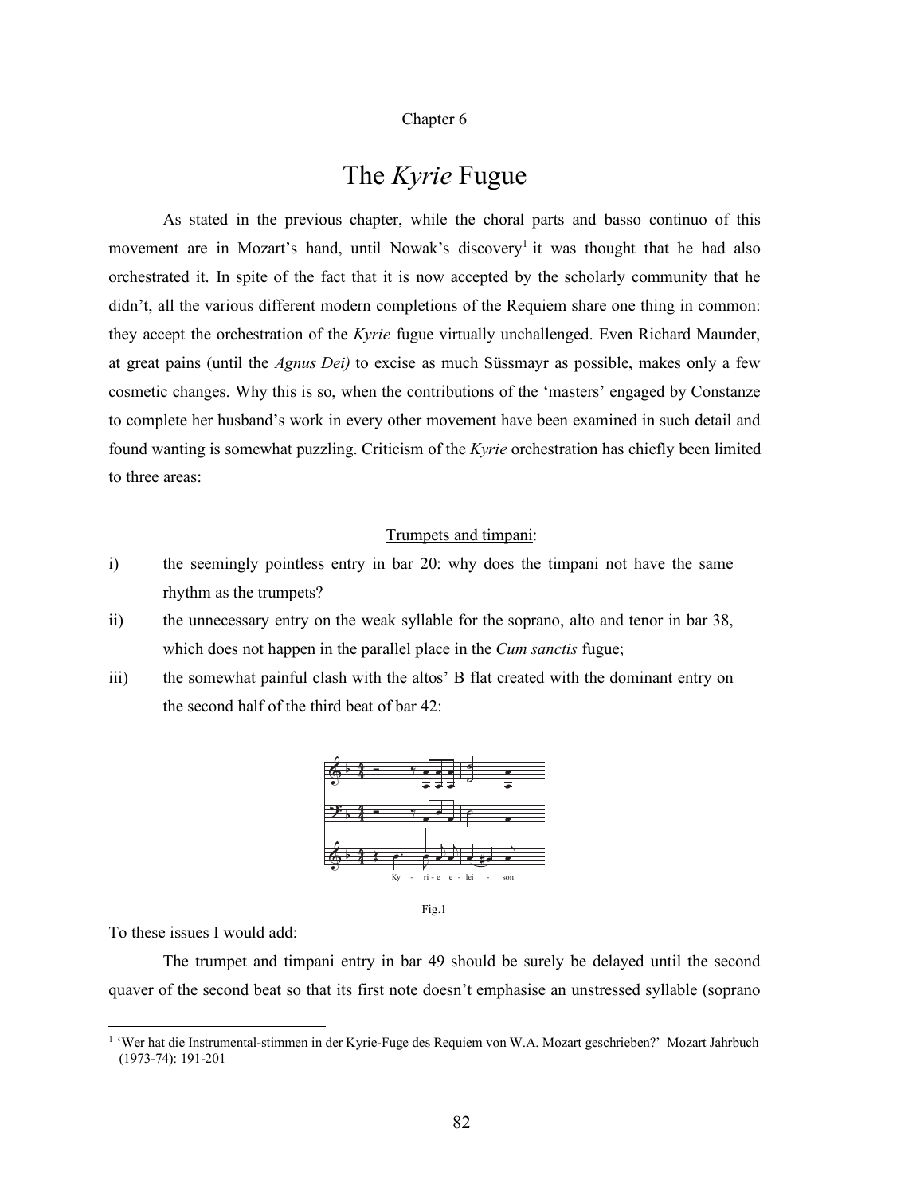Chapter 6

# The *Kyrie* Fugue

As stated in the previous chapter, while the choral parts and basso continuo of this movement are in Mozart's hand, until Nowak's discovery[1] it was thought that he had also orchestrated it. In spite of the fact that it is now accepted by the scholarly community that he didn't, all the various different modern completions of the Requiem share one thing in common: they accept the orchestration of the *Kyrie* fugue virtually unchallenged. Even Richard Maunder, at great pains (until the *Agnus Dei)* to excise as much Süssmayr as possible, makes only a few cosmetic changes. Why this is so, when the contributions of the 'masters' engaged by Constanze to complete her husband's work in every other movement have been examined in such detail and found wanting is somewhat puzzling. Criticism of the *Kyrie* orchestration has chiefly been limited to three areas:

<u>Trumpets and timpani</u>:

i) the seemingly pointless entry in bar 20: why does the timpani not have the same rhythm as the trumpets?

ii) the unnecessary entry on the weak syllable for the soprano, alto and tenor in bar 38, which does not happen in the parallel place in the *Cum sanctis* fugue;

iii) the somewhat painful clash with the altos' B flat created with the dominant entry on the second half of the third beat of bar 42:

Ky - ri - e e - lei - son

Fig.1

To these issues I would add:

The trumpet and timpani entry in bar 49 should be surely be delayed until the second quaver of the second beat so that its first note doesn't emphasise an unstressed syllable (soprano

[1] 'Wer hat die Instrumental-stimmen in der Kyrie-Fuge des Requiem von W.A. Mozart geschrieben?' Mozart Jahrbuch (1973-74): 191-201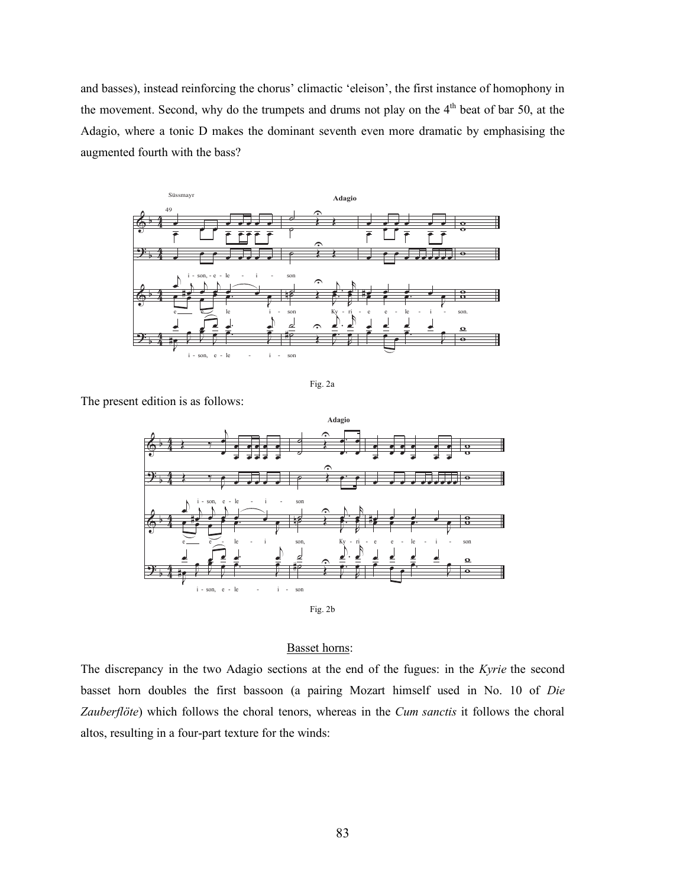and basses), instead reinforcing the chorus' climactic 'eleison', the first instance of homophony in the movement. Second, why do the trumpets and drums not play on the 4th beat of bar 50, at the Adagio, where a tonic D makes the dominant seventh even more dramatic by emphasising the augmented fourth with the bass?

Fig. 2a

The present edition is as follows:

Fig. 2b

<u>Basset horns</u>:

The discrepancy in the two Adagio sections at the end of the fugues: in the *Kyrie* the second basset horn doubles the first bassoon (a pairing Mozart himself used in No. 10 of *Die Zauberflöte*) which follows the choral tenors, whereas in the *Cum sanctis* it follows the choral altos, resulting in a four-part texture for the winds: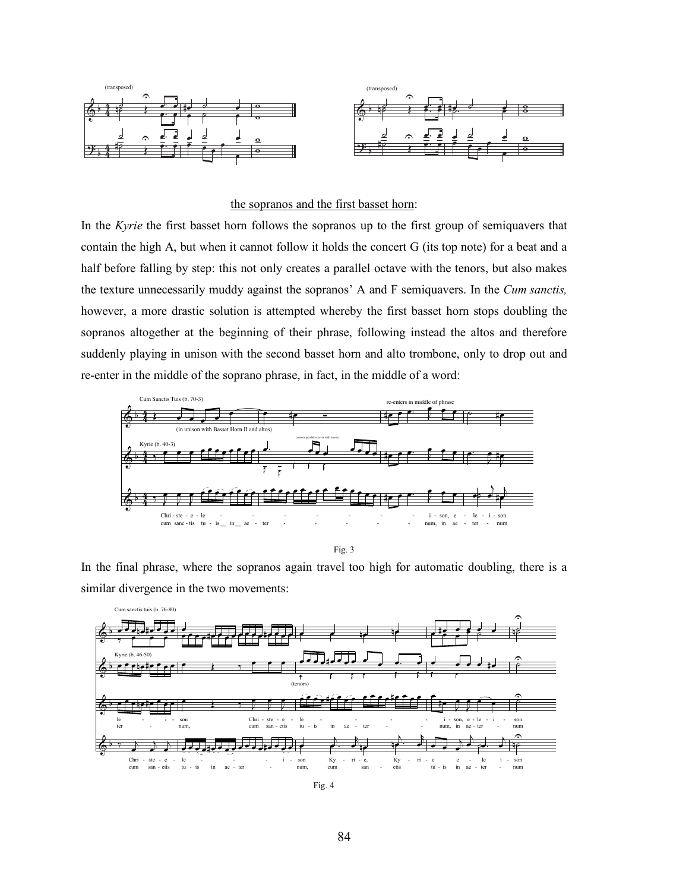the sopranos and the first basset horn:

In the *Kyrie* the first basset horn follows the sopranos up to the first group of semiquavers that contain the high A, but when it cannot follow it holds the concert G (its top note) for a beat and a half before falling by step: this not only creates a parallel octave with the tenors, but also makes the texture unnecessarily muddy against the sopranos' A and F semiquavers. In the *Cum sanctis,* however, a more drastic solution is attempted whereby the first basset horn stops doubling the sopranos altogether at the beginning of their phrase, following instead the altos and therefore suddenly playing in unison with the second basset horn and alto trombone, only to drop out and re-enter in the middle of the soprano phrase, in fact, in the middle of a word:

Fig. 3

In the final phrase, where the sopranos again travel too high for automatic doubling, there is a similar divergence in the two movements:

Fig. 4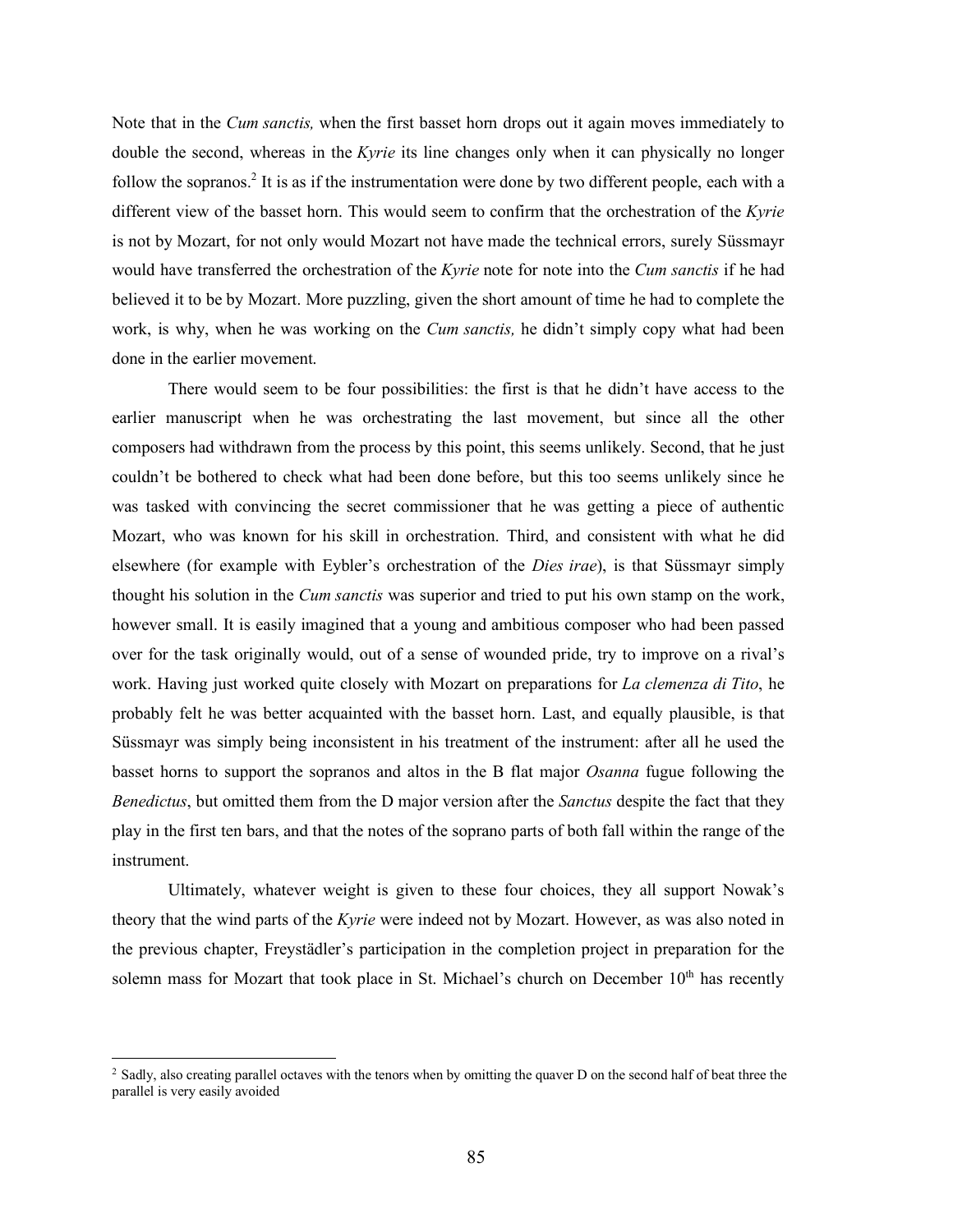Note that in the *Cum sanctis,* when the first basset horn drops out it again moves immediately to double the second, whereas in the *Kyrie* its line changes only when it can physically no longer follow the sopranos.[2] It is as if the instrumentation were done by two different people, each with a different view of the basset horn. This would seem to confirm that the orchestration of the *Kyrie* is not by Mozart, for not only would Mozart not have made the technical errors, surely Süssmayr would have transferred the orchestration of the *Kyrie* note for note into the *Cum sanctis* if he had believed it to be by Mozart. More puzzling, given the short amount of time he had to complete the work, is why, when he was working on the *Cum sanctis,* he didn't simply copy what had been done in the earlier movement.

There would seem to be four possibilities: the first is that he didn't have access to the earlier manuscript when he was orchestrating the last movement, but since all the other composers had withdrawn from the process by this point, this seems unlikely. Second, that he just couldn't be bothered to check what had been done before, but this too seems unlikely since he was tasked with convincing the secret commissioner that he was getting a piece of authentic Mozart, who was known for his skill in orchestration. Third, and consistent with what he did elsewhere (for example with Eybler's orchestration of the *Dies irae*), is that Süssmayr simply thought his solution in the *Cum sanctis* was superior and tried to put his own stamp on the work, however small. It is easily imagined that a young and ambitious composer who had been passed over for the task originally would, out of a sense of wounded pride, try to improve on a rival's work. Having just worked quite closely with Mozart on preparations for *La clemenza di Tito*, he probably felt he was better acquainted with the basset horn. Last, and equally plausible, is that Süssmayr was simply being inconsistent in his treatment of the instrument: after all he used the basset horns to support the sopranos and altos in the B flat major *Osanna* fugue following the *Benedictus*, but omitted them from the D major version after the *Sanctus* despite the fact that they play in the first ten bars, and that the notes of the soprano parts of both fall within the range of the instrument.

Ultimately, whatever weight is given to these four choices, they all support Nowak's theory that the wind parts of the *Kyrie* were indeed not by Mozart. However, as was also noted in the previous chapter, Freystädler's participation in the completion project in preparation for the solemn mass for Mozart that took place in St. Michael's church on December 10th has recently

---

[2] Sadly, also creating parallel octaves with the tenors when by omitting the quaver D on the second half of beat three the parallel is very easily avoided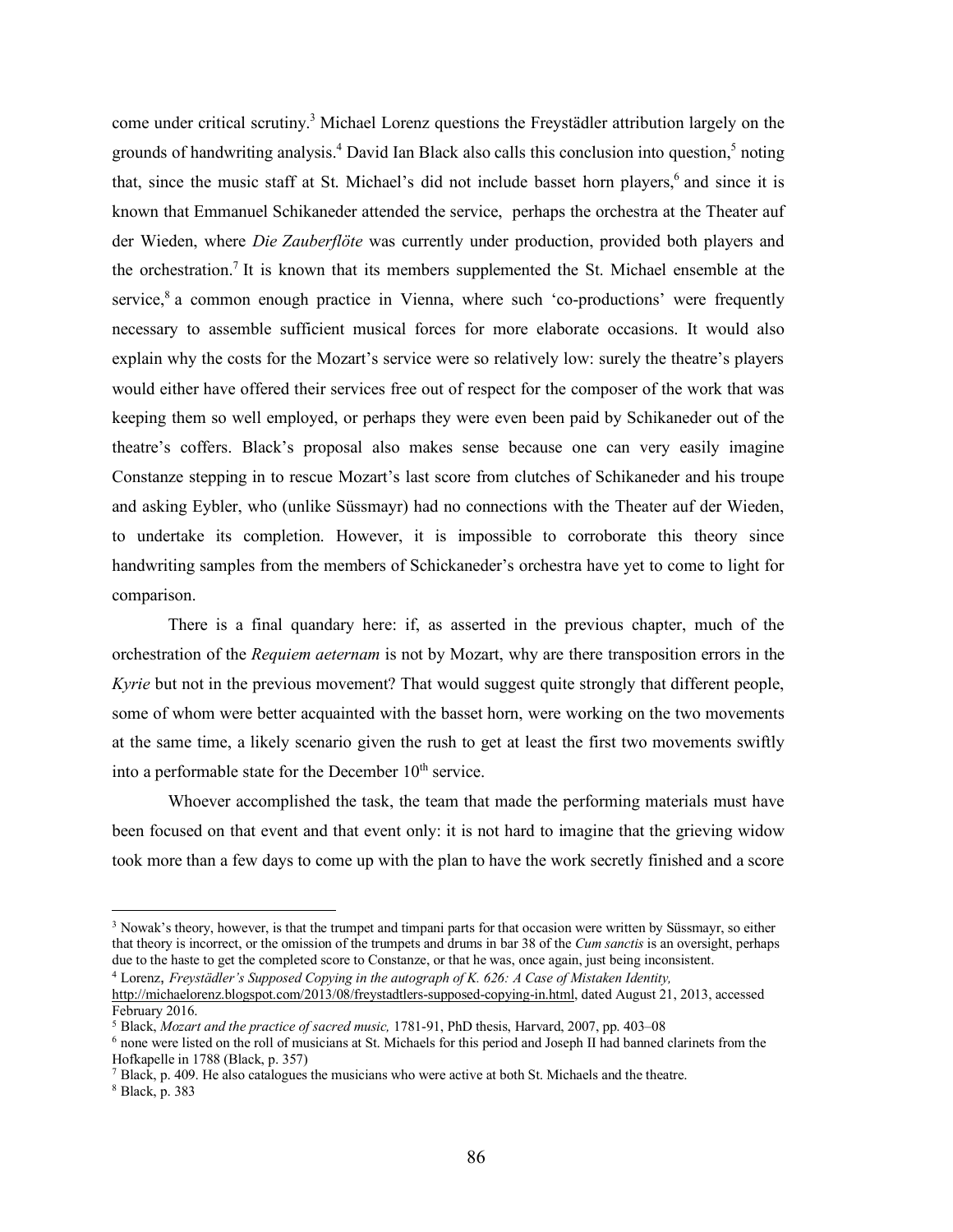come under critical scrutiny.[3] Michael Lorenz questions the Freystädler attribution largely on the grounds of handwriting analysis.[4] David Ian Black also calls this conclusion into question,[5] noting that, since the music staff at St. Michael's did not include basset horn players,[6] and since it is known that Emmanuel Schikaneder attended the service, perhaps the orchestra at the Theater auf der Wieden, where *Die Zauberflöte* was currently under production, provided both players and the orchestration.[7] It is known that its members supplemented the St. Michael ensemble at the service,[8] a common enough practice in Vienna, where such 'co-productions' were frequently necessary to assemble sufficient musical forces for more elaborate occasions. It would also explain why the costs for the Mozart's service were so relatively low: surely the theatre's players would either have offered their services free out of respect for the composer of the work that was keeping them so well employed, or perhaps they were even been paid by Schikaneder out of the theatre's coffers. Black's proposal also makes sense because one can very easily imagine Constanze stepping in to rescue Mozart's last score from clutches of Schikaneder and his troupe and asking Eybler, who (unlike Süssmayr) had no connections with the Theater auf der Wieden, to undertake its completion. However, it is impossible to corroborate this theory since handwriting samples from the members of Schickaneder's orchestra have yet to come to light for comparison.

There is a final quandary here: if, as asserted in the previous chapter, much of the orchestration of the *Requiem aeternam* is not by Mozart, why are there transposition errors in the *Kyrie* but not in the previous movement? That would suggest quite strongly that different people, some of whom were better acquainted with the basset horn, were working on the two movements at the same time, a likely scenario given the rush to get at least the first two movements swiftly into a performable state for the December 10th service.

Whoever accomplished the task, the team that made the performing materials must have been focused on that event and that event only: it is not hard to imagine that the grieving widow took more than a few days to come up with the plan to have the work secretly finished and a score

---

[3] Nowak's theory, however, is that the trumpet and timpani parts for that occasion were written by Süssmayr, so either that theory is incorrect, or the omission of the trumpets and drums in bar 38 of the *Cum sanctis* is an oversight, perhaps due to the haste to get the completed score to Constanze, or that he was, once again, just being inconsistent.

[4] Lorenz, *Freystädler's Supposed Copying in the autograph of K. 626: A Case of Mistaken Identity,* http://michaelorenz.blogspot.com/2013/08/freystadtlers-supposed-copying-in.html, dated August 21, 2013, accessed February 2016.

[5] Black, *Mozart and the practice of sacred music,* 1781-91, PhD thesis, Harvard, 2007, pp. 403–08

[6] none were listed on the roll of musicians at St. Michaels for this period and Joseph II had banned clarinets from the Hofkapelle in 1788 (Black, p. 357)

[7] Black, p. 409. He also catalogues the musicians who were active at both St. Michaels and the theatre.

[8] Black, p. 383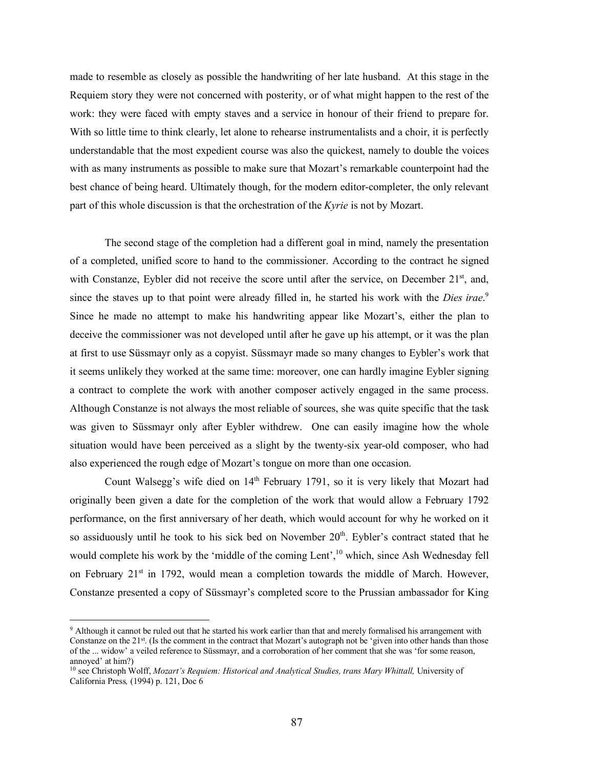made to resemble as closely as possible the handwriting of her late husband. At this stage in the Requiem story they were not concerned with posterity, or of what might happen to the rest of the work: they were faced with empty staves and a service in honour of their friend to prepare for. With so little time to think clearly, let alone to rehearse instrumentalists and a choir, it is perfectly understandable that the most expedient course was also the quickest, namely to double the voices with as many instruments as possible to make sure that Mozart's remarkable counterpoint had the best chance of being heard. Ultimately though, for the modern editor-completer, the only relevant part of this whole discussion is that the orchestration of the *Kyrie* is not by Mozart.

The second stage of the completion had a different goal in mind, namely the presentation of a completed, unified score to hand to the commissioner. According to the contract he signed with Constanze, Eybler did not receive the score until after the service, on December 21st, and, since the staves up to that point were already filled in, he started his work with the *Dies irae*.[9] Since he made no attempt to make his handwriting appear like Mozart's, either the plan to deceive the commissioner was not developed until after he gave up his attempt, or it was the plan at first to use Süssmayr only as a copyist. Süssmayr made so many changes to Eybler's work that it seems unlikely they worked at the same time: moreover, one can hardly imagine Eybler signing a contract to complete the work with another composer actively engaged in the same process. Although Constanze is not always the most reliable of sources, she was quite specific that the task was given to Süssmayr only after Eybler withdrew. One can easily imagine how the whole situation would have been perceived as a slight by the twenty-six year-old composer, who had also experienced the rough edge of Mozart's tongue on more than one occasion.

Count Walsegg's wife died on 14th February 1791, so it is very likely that Mozart had originally been given a date for the completion of the work that would allow a February 1792 performance, on the first anniversary of her death, which would account for why he worked on it so assiduously until he took to his sick bed on November 20th. Eybler's contract stated that he would complete his work by the 'middle of the coming Lent',[10] which, since Ash Wednesday fell on February 21st in 1792, would mean a completion towards the middle of March. However, Constanze presented a copy of Süssmayr's completed score to the Prussian ambassador for King

---

[9] Although it cannot be ruled out that he started his work earlier than that and merely formalised his arrangement with Constanze on the 21st. (Is the comment in the contract that Mozart's autograph not be 'given into other hands than those of the ... widow' a veiled reference to Süssmayr, and a corroboration of her comment that she was 'for some reason, annoyed' at him?)

[10] see Christoph Wolff, *Mozart's Requiem: Historical and Analytical Studies, trans Mary Whittall,* University of California Press, (1994) p. 121, Doc 6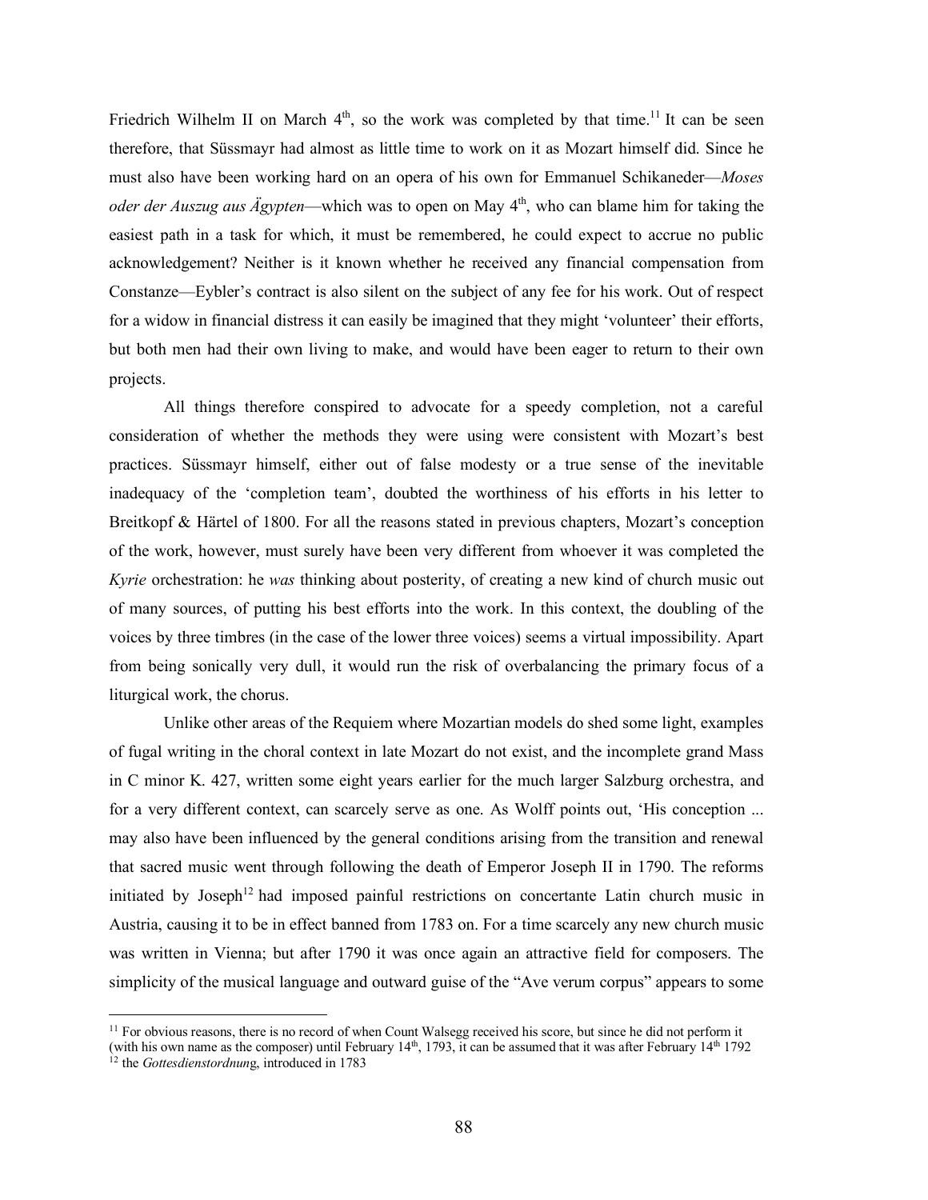Friedrich Wilhelm II on March 4th, so the work was completed by that time.[11] It can be seen therefore, that Süssmayr had almost as little time to work on it as Mozart himself did. Since he must also have been working hard on an opera of his own for Emmanuel Schikaneder—*Moses oder der Auszug aus Ägypten*—which was to open on May 4th, who can blame him for taking the easiest path in a task for which, it must be remembered, he could expect to accrue no public acknowledgement? Neither is it known whether he received any financial compensation from Constanze—Eybler's contract is also silent on the subject of any fee for his work. Out of respect for a widow in financial distress it can easily be imagined that they might 'volunteer' their efforts, but both men had their own living to make, and would have been eager to return to their own projects.

All things therefore conspired to advocate for a speedy completion, not a careful consideration of whether the methods they were using were consistent with Mozart's best practices. Süssmayr himself, either out of false modesty or a true sense of the inevitable inadequacy of the 'completion team', doubted the worthiness of his efforts in his letter to Breitkopf & Härtel of 1800. For all the reasons stated in previous chapters, Mozart's conception of the work, however, must surely have been very different from whoever it was completed the *Kyrie* orchestration: he *was* thinking about posterity, of creating a new kind of church music out of many sources, of putting his best efforts into the work. In this context, the doubling of the voices by three timbres (in the case of the lower three voices) seems a virtual impossibility. Apart from being sonically very dull, it would run the risk of overbalancing the primary focus of a liturgical work, the chorus.

Unlike other areas of the Requiem where Mozartian models do shed some light, examples of fugal writing in the choral context in late Mozart do not exist, and the incomplete grand Mass in C minor K. 427, written some eight years earlier for the much larger Salzburg orchestra, and for a very different context, can scarcely serve as one. As Wolff points out, 'His conception ... may also have been influenced by the general conditions arising from the transition and renewal that sacred music went through following the death of Emperor Joseph II in 1790. The reforms initiated by Joseph[12] had imposed painful restrictions on concertante Latin church music in Austria, causing it to be in effect banned from 1783 on. For a time scarcely any new church music was written in Vienna; but after 1790 it was once again an attractive field for composers. The simplicity of the musical language and outward guise of the "Ave verum corpus" appears to some

---

[11] For obvious reasons, there is no record of when Count Walsegg received his score, but since he did not perform it (with his own name as the composer) until February 14th, 1793, it can be assumed that it was after February 14th 1792

[12] the *Gottesdienstordnung*, introduced in 1783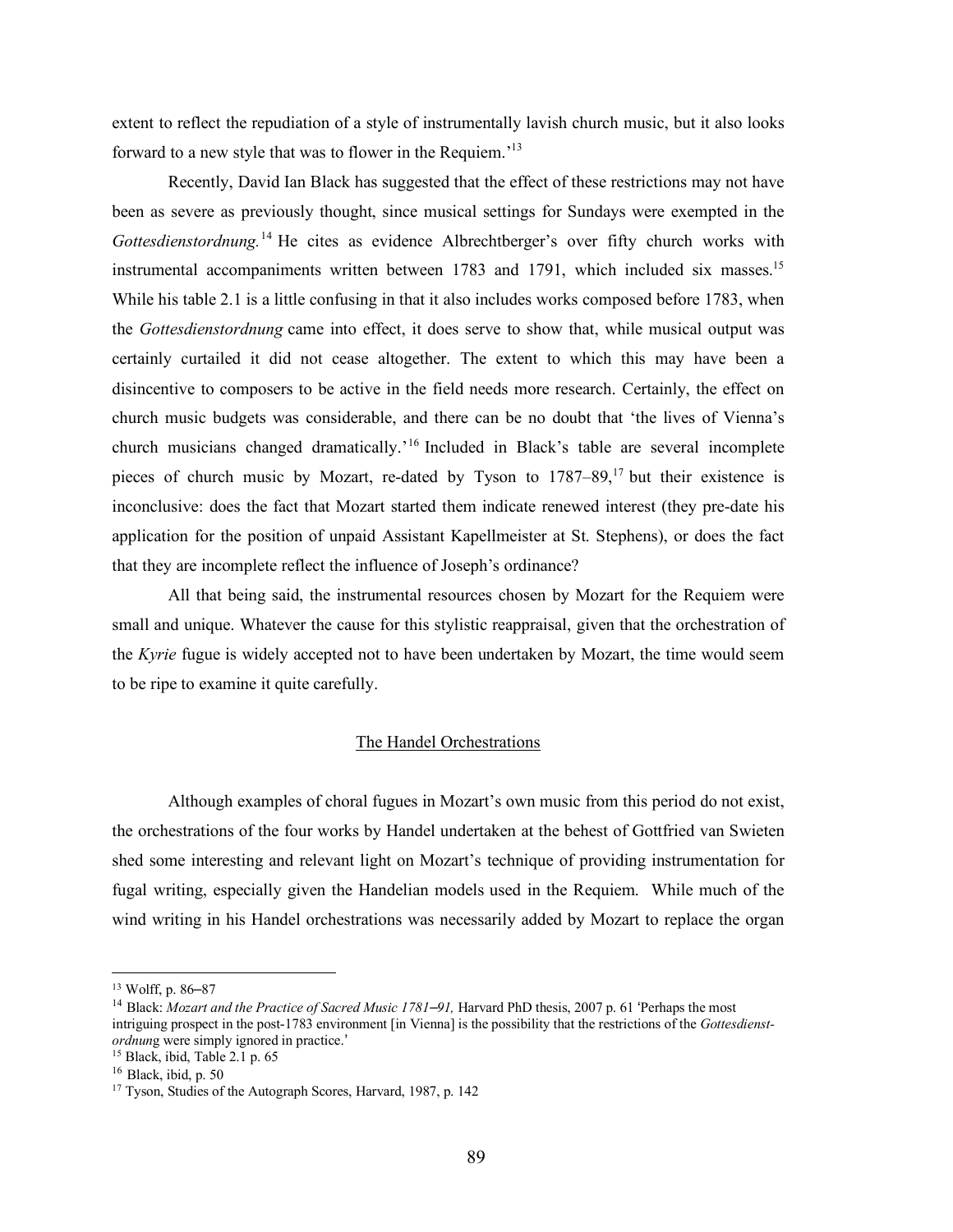extent to reflect the repudiation of a style of instrumentally lavish church music, but it also looks forward to a new style that was to flower in the Requiem.'[13]

Recently, David Ian Black has suggested that the effect of these restrictions may not have been as severe as previously thought, since musical settings for Sundays were exempted in the *Gottesdienstordnung.*[14] He cites as evidence Albrechtberger's over fifty church works with instrumental accompaniments written between 1783 and 1791, which included six masses.[15] While his table 2.1 is a little confusing in that it also includes works composed before 1783, when the *Gottesdienstordnung* came into effect, it does serve to show that, while musical output was certainly curtailed it did not cease altogether. The extent to which this may have been a disincentive to composers to be active in the field needs more research. Certainly, the effect on church music budgets was considerable, and there can be no doubt that 'the lives of Vienna's church musicians changed dramatically.'[16] Included in Black's table are several incomplete pieces of church music by Mozart, re-dated by Tyson to 1787–89,[17] but their existence is inconclusive: does the fact that Mozart started them indicate renewed interest (they pre-date his application for the position of unpaid Assistant Kapellmeister at St. Stephens), or does the fact that they are incomplete reflect the influence of Joseph's ordinance?

All that being said, the instrumental resources chosen by Mozart for the Requiem were small and unique. Whatever the cause for this stylistic reappraisal, given that the orchestration of the *Kyrie* fugue is widely accepted not to have been undertaken by Mozart, the time would seem to be ripe to examine it quite carefully.

## The Handel Orchestrations

Although examples of choral fugues in Mozart's own music from this period do not exist, the orchestrations of the four works by Handel undertaken at the behest of Gottfried van Swieten shed some interesting and relevant light on Mozart's technique of providing instrumentation for fugal writing, especially given the Handelian models used in the Requiem. While much of the wind writing in his Handel orchestrations was necessarily added by Mozart to replace the organ

---

[13] Wolff, p. 86–87

[14] Black: *Mozart and the Practice of Sacred Music 1781–91,* Harvard PhD thesis, 2007 p. 61 'Perhaps the most intriguing prospect in the post-1783 environment [in Vienna] is the possibility that the restrictions of the *Gottesdienst-ordnung* were simply ignored in practice.'

[15] Black, ibid, Table 2.1 p. 65

[16] Black, ibid, p. 50

[17] Tyson, Studies of the Autograph Scores, Harvard, 1987, p. 142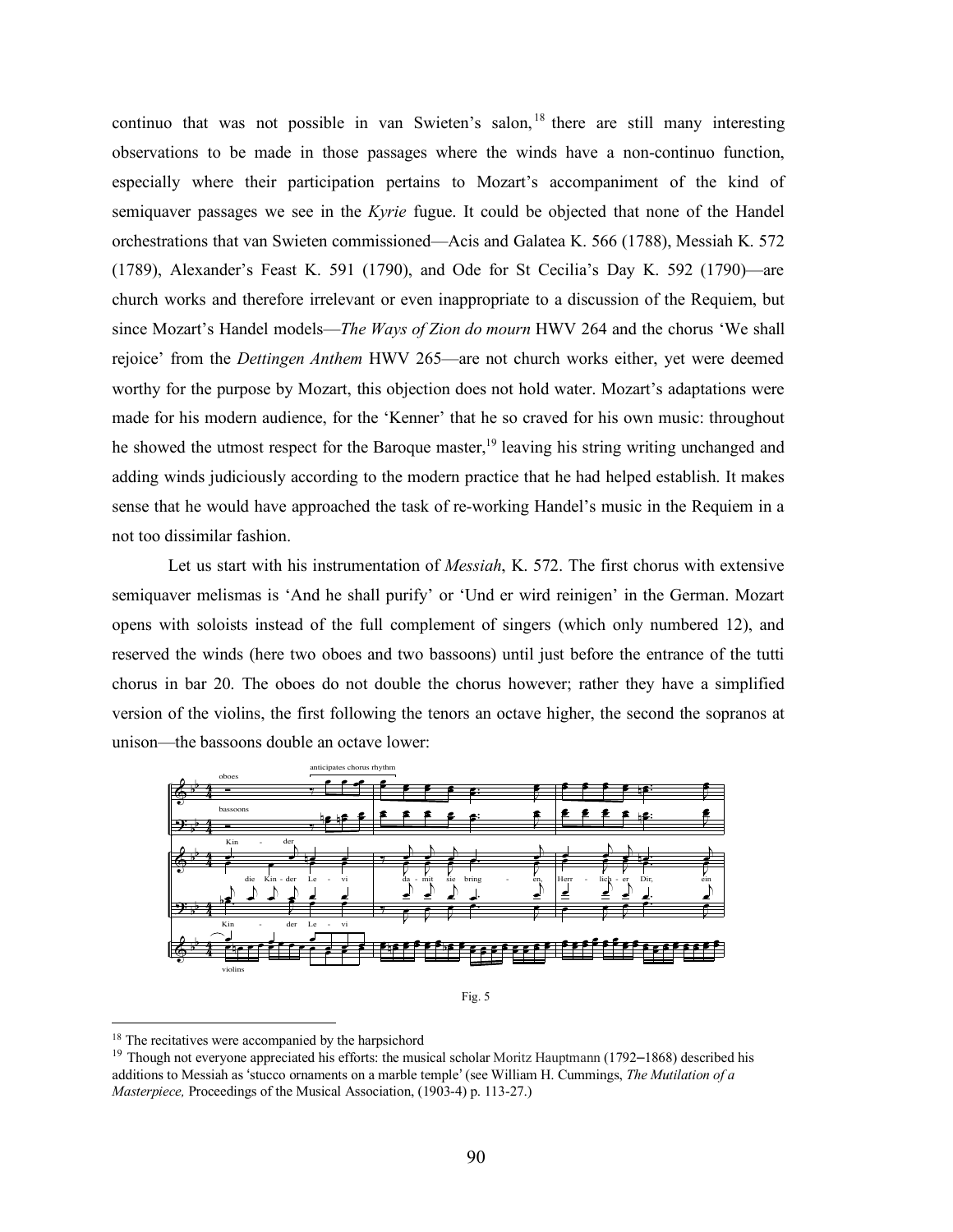continuo that was not possible in van Swieten's salon,[18] there are still many interesting observations to be made in those passages where the winds have a non-continuo function, especially where their participation pertains to Mozart's accompaniment of the kind of semiquaver passages we see in the *Kyrie* fugue. It could be objected that none of the Handel orchestrations that van Swieten commissioned—Acis and Galatea K. 566 (1788), Messiah K. 572 (1789), Alexander's Feast K. 591 (1790), and Ode for St Cecilia's Day K. 592 (1790)—are church works and therefore irrelevant or even inappropriate to a discussion of the Requiem, but since Mozart's Handel models—*The Ways of Zion do mourn* HWV 264 and the chorus 'We shall rejoice' from the *Dettingen Anthem* HWV 265—are not church works either, yet were deemed worthy for the purpose by Mozart, this objection does not hold water. Mozart's adaptations were made for his modern audience, for the 'Kenner' that he so craved for his own music: throughout he showed the utmost respect for the Baroque master,[19] leaving his string writing unchanged and adding winds judiciously according to the modern practice that he had helped establish. It makes sense that he would have approached the task of re-working Handel's music in the Requiem in a not too dissimilar fashion.

Let us start with his instrumentation of *Messiah*, K. 572. The first chorus with extensive semiquaver melismas is 'And he shall purify' or 'Und er wird reinigen' in the German. Mozart opens with soloists instead of the full complement of singers (which only numbered 12), and reserved the winds (here two oboes and two bassoons) until just before the entrance of the tutti chorus in bar 20. The oboes do not double the chorus however; rather they have a simplified version of the violins, the first following the tenors an octave higher, the second the sopranos at unison—the bassoons double an octave lower:

Fig. 5

---

[18] The recitatives were accompanied by the harpsichord

[19] Though not everyone appreciated his efforts: the musical scholar Moritz Hauptmann (1792–1868) described his additions to Messiah as 'stucco ornaments on a marble temple' (see William H. Cummings, *The Mutilation of a Masterpiece,* Proceedings of the Musical Association, (1903-4) p. 113-27.)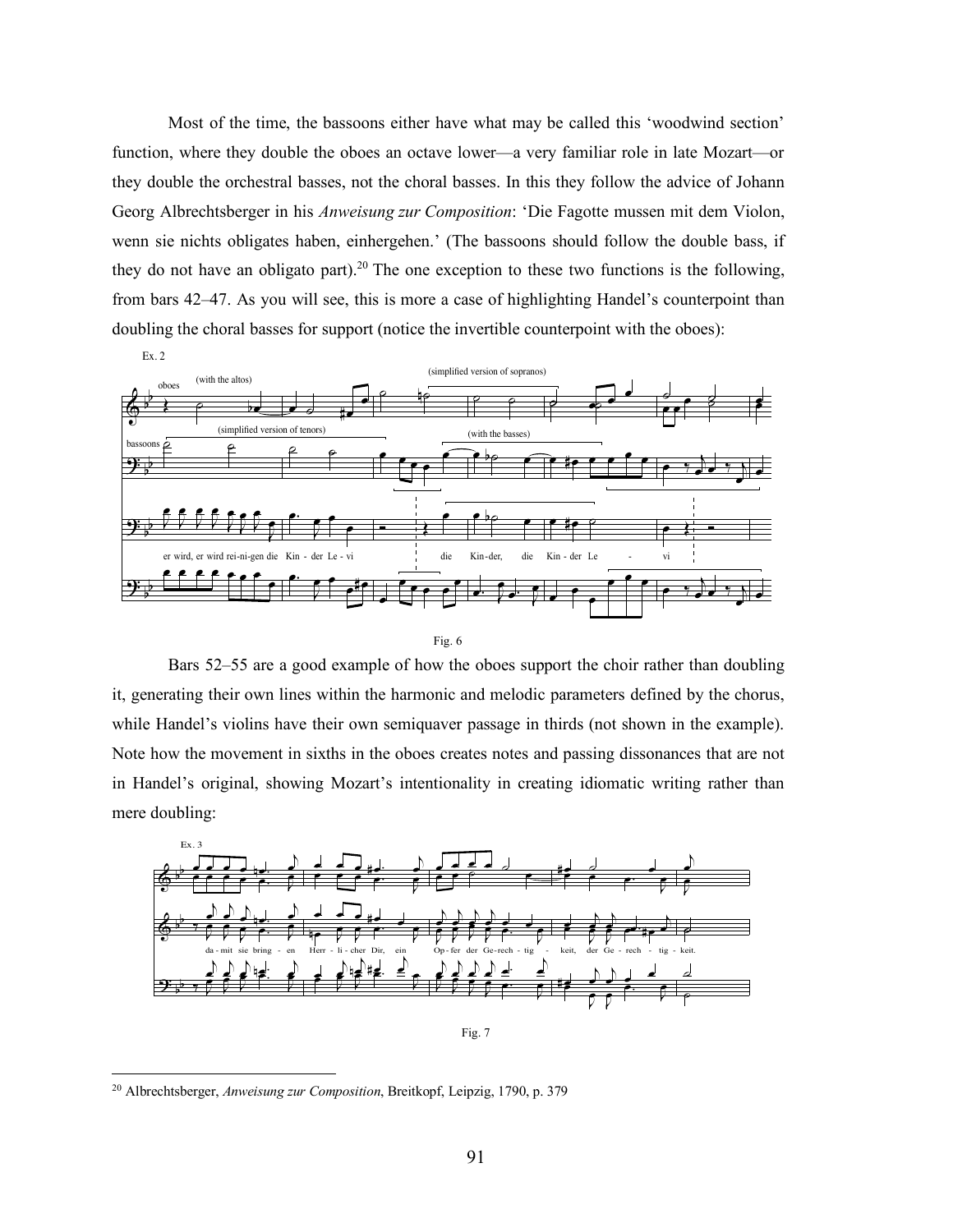Most of the time, the bassoons either have what may be called this 'woodwind section' function, where they double the oboes an octave lower—a very familiar role in late Mozart—or they double the orchestral basses, not the choral basses. In this they follow the advice of Johann Georg Albrechtsberger in his *Anweisung zur Composition*: 'Die Fagotte mussen mit dem Violon, wenn sie nichts obligates haben, einhergehen.' (The bassoons should follow the double bass, if they do not have an obligato part).[20] The one exception to these two functions is the following, from bars 42–47. As you will see, this is more a case of highlighting Handel's counterpoint than doubling the choral basses for support (notice the invertible counterpoint with the oboes):

Fig. 6

Bars 52–55 are a good example of how the oboes support the choir rather than doubling it, generating their own lines within the harmonic and melodic parameters defined by the chorus, while Handel's violins have their own semiquaver passage in thirds (not shown in the example). Note how the movement in sixths in the oboes creates notes and passing dissonances that are not in Handel's original, showing Mozart's intentionality in creating idiomatic writing rather than mere doubling:

Fig. 7

[20] Albrechtsberger, *Anweisung zur Composition*, Breitkopf, Leipzig, 1790, p. 379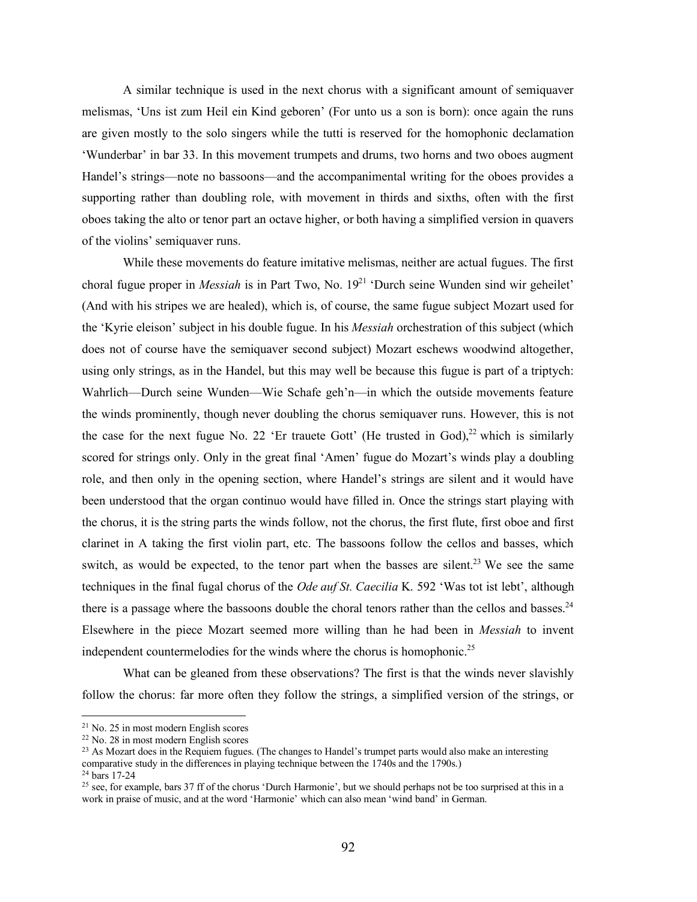A similar technique is used in the next chorus with a significant amount of semiquaver melismas, 'Uns ist zum Heil ein Kind geboren' (For unto us a son is born): once again the runs are given mostly to the solo singers while the tutti is reserved for the homophonic declamation 'Wunderbar' in bar 33. In this movement trumpets and drums, two horns and two oboes augment Handel's strings—note no bassoons—and the accompanimental writing for the oboes provides a supporting rather than doubling role, with movement in thirds and sixths, often with the first oboes taking the alto or tenor part an octave higher, or both having a simplified version in quavers of the violins' semiquaver runs.

While these movements do feature imitative melismas, neither are actual fugues. The first choral fugue proper in *Messiah* is in Part Two, No. 19[21] 'Durch seine Wunden sind wir geheilet' (And with his stripes we are healed), which is, of course, the same fugue subject Mozart used for the 'Kyrie eleison' subject in his double fugue. In his *Messiah* orchestration of this subject (which does not of course have the semiquaver second subject) Mozart eschews woodwind altogether, using only strings, as in the Handel, but this may well be because this fugue is part of a triptych: Wahrlich—Durch seine Wunden—Wie Schafe geh'n—in which the outside movements feature the winds prominently, though never doubling the chorus semiquaver runs. However, this is not the case for the next fugue No. 22 'Er trauete Gott' (He trusted in God),[22] which is similarly scored for strings only. Only in the great final 'Amen' fugue do Mozart's winds play a doubling role, and then only in the opening section, where Handel's strings are silent and it would have been understood that the organ continuo would have filled in. Once the strings start playing with the chorus, it is the string parts the winds follow, not the chorus, the first flute, first oboe and first clarinet in A taking the first violin part, etc. The bassoons follow the cellos and basses, which switch, as would be expected, to the tenor part when the basses are silent.[23] We see the same techniques in the final fugal chorus of the *Ode auf St. Caecilia* K. 592 'Was tot ist lebt', although there is a passage where the bassoons double the choral tenors rather than the cellos and basses.[24] Elsewhere in the piece Mozart seemed more willing than he had been in *Messiah* to invent independent countermelodies for the winds where the chorus is homophonic.[25]

What can be gleaned from these observations? The first is that the winds never slavishly follow the chorus: far more often they follow the strings, a simplified version of the strings, or

[21] No. 25 in most modern English scores

[22] No. 28 in most modern English scores

[23] As Mozart does in the Requiem fugues. (The changes to Handel's trumpet parts would also make an interesting comparative study in the differences in playing technique between the 1740s and the 1790s.)

[24] bars 17-24

[25] see, for example, bars 37 ff of the chorus 'Durch Harmonie', but we should perhaps not be too surprised at this in a work in praise of music, and at the word 'Harmonie' which can also mean 'wind band' in German.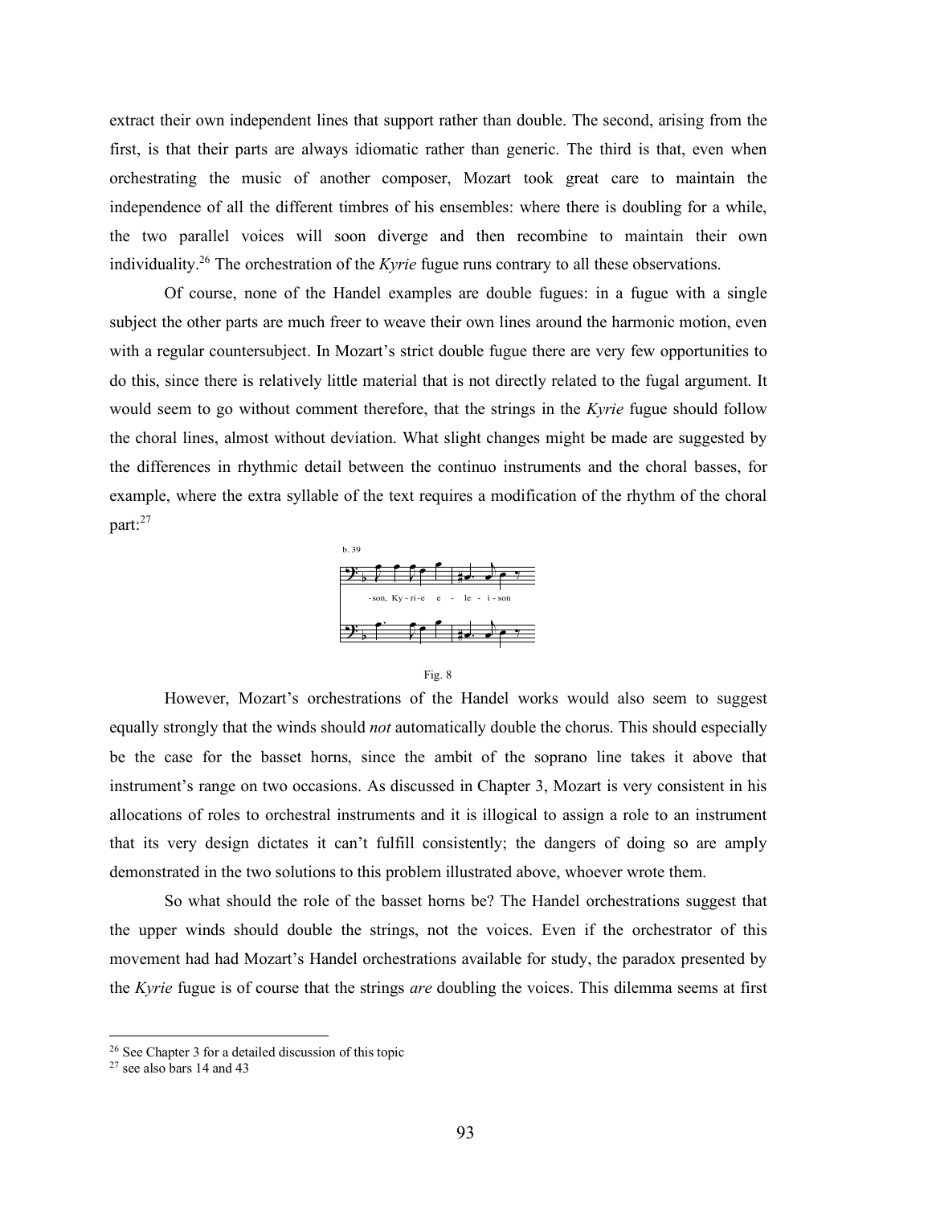extract their own independent lines that support rather than double. The second, arising from the first, is that their parts are always idiomatic rather than generic. The third is that, even when orchestrating the music of another composer, Mozart took great care to maintain the independence of all the different timbres of his ensembles: where there is doubling for a while, the two parallel voices will soon diverge and then recombine to maintain their own individuality.[26] The orchestration of the *Kyrie* fugue runs contrary to all these observations.

Of course, none of the Handel examples are double fugues: in a fugue with a single subject the other parts are much freer to weave their own lines around the harmonic motion, even with a regular countersubject. In Mozart's strict double fugue there are very few opportunities to do this, since there is relatively little material that is not directly related to the fugal argument. It would seem to go without comment therefore, that the strings in the *Kyrie* fugue should follow the choral lines, almost without deviation. What slight changes might be made are suggested by the differences in rhythmic detail between the continuo instruments and the choral basses, for example, where the extra syllable of the text requires a modification of the rhythm of the choral part:[27]

Fig. 8

However, Mozart's orchestrations of the Handel works would also seem to suggest equally strongly that the winds should *not* automatically double the chorus. This should especially be the case for the basset horns, since the ambit of the soprano line takes it above that instrument's range on two occasions. As discussed in Chapter 3, Mozart is very consistent in his allocations of roles to orchestral instruments and it is illogical to assign a role to an instrument that its very design dictates it can't fulfill consistently; the dangers of doing so are amply demonstrated in the two solutions to this problem illustrated above, whoever wrote them.

So what should the role of the basset horns be? The Handel orchestrations suggest that the upper winds should double the strings, not the voices. Even if the orchestrator of this movement had had Mozart's Handel orchestrations available for study, the paradox presented by the *Kyrie* fugue is of course that the strings *are* doubling the voices. This dilemma seems at first

[26] See Chapter 3 for a detailed discussion of this topic

[27] see also bars 14 and 43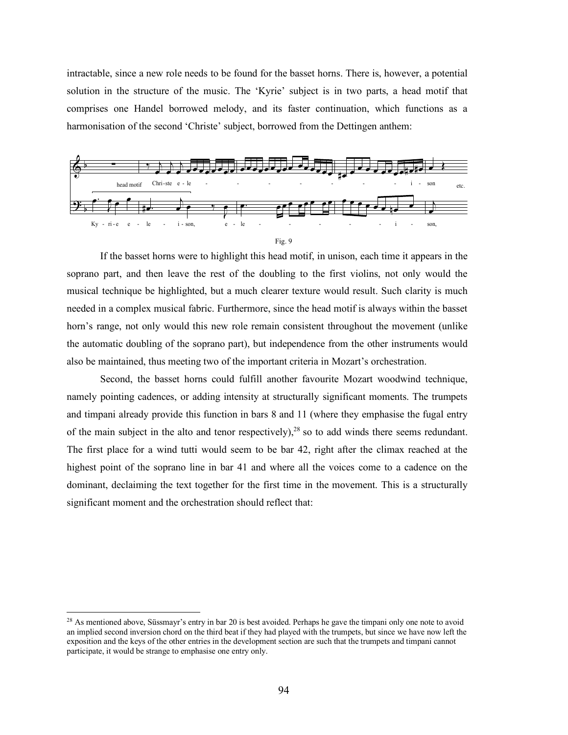intractable, since a new role needs to be found for the basset horns. There is, however, a potential solution in the structure of the music. The 'Kyrie' subject is in two parts, a head motif that comprises one Handel borrowed melody, and its faster continuation, which functions as a harmonisation of the second 'Christe' subject, borrowed from the Dettingen anthem:

Fig. 9

If the basset horns were to highlight this head motif, in unison, each time it appears in the soprano part, and then leave the rest of the doubling to the first violins, not only would the musical technique be highlighted, but a much clearer texture would result. Such clarity is much needed in a complex musical fabric. Furthermore, since the head motif is always within the basset horn's range, not only would this new role remain consistent throughout the movement (unlike the automatic doubling of the soprano part), but independence from the other instruments would also be maintained, thus meeting two of the important criteria in Mozart's orchestration.

Second, the basset horns could fulfill another favourite Mozart woodwind technique, namely pointing cadences, or adding intensity at structurally significant moments. The trumpets and timpani already provide this function in bars 8 and 11 (where they emphasise the fugal entry of the main subject in the alto and tenor respectively),[28] so to add winds there seems redundant. The first place for a wind tutti would seem to be bar 42, right after the climax reached at the highest point of the soprano line in bar 41 and where all the voices come to a cadence on the dominant, declaiming the text together for the first time in the movement. This is a structurally significant moment and the orchestration should reflect that:

[28] As mentioned above, Süssmayr's entry in bar 20 is best avoided. Perhaps he gave the timpani only one note to avoid an implied second inversion chord on the third beat if they had played with the trumpets, but since we have now left the exposition and the keys of the other entries in the development section are such that the trumpets and timpani cannot participate, it would be strange to emphasise one entry only.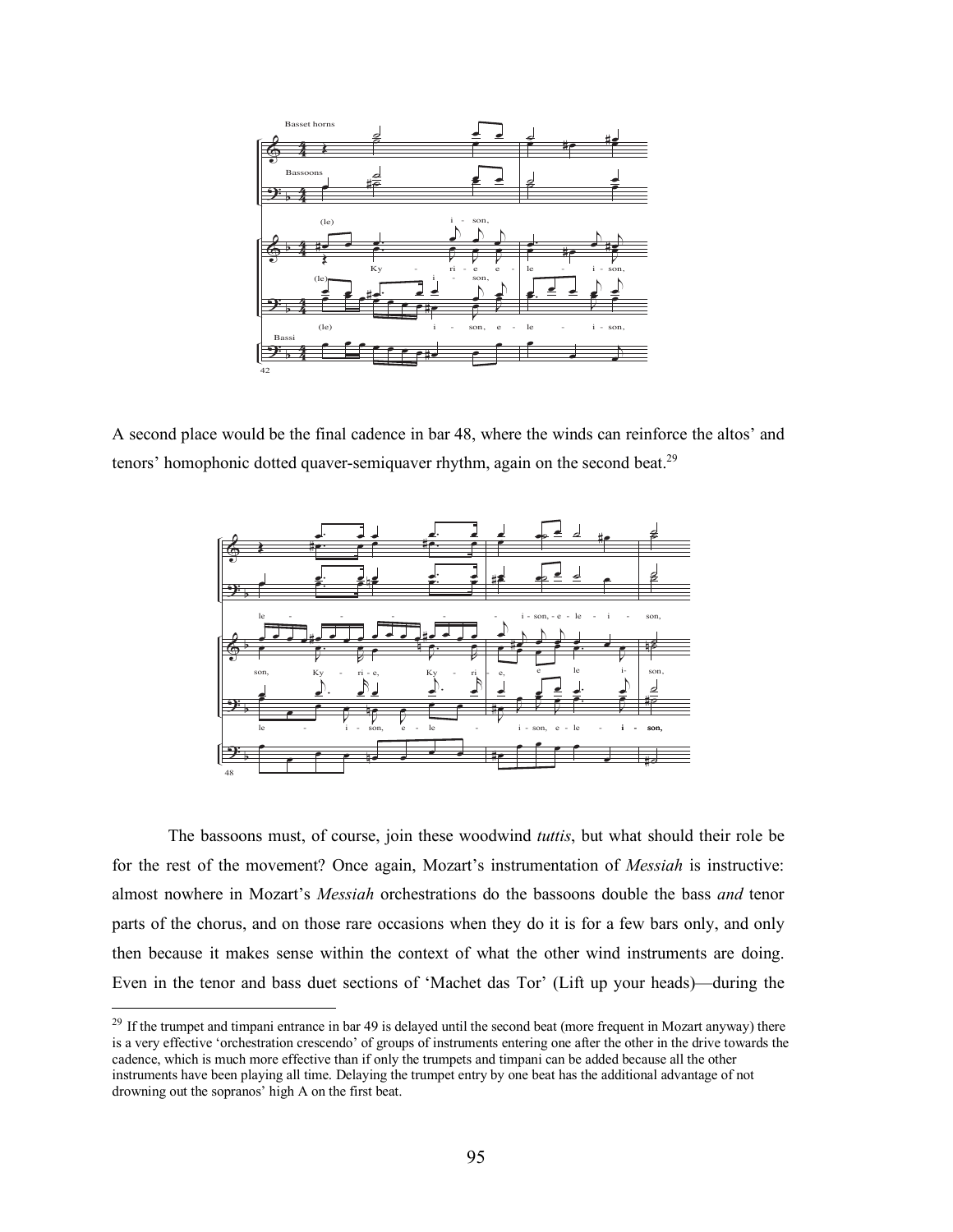A second place would be the final cadence in bar 48, where the winds can reinforce the altos' and tenors' homophonic dotted quaver-semiquaver rhythm, again on the second beat.[29]

The bassoons must, of course, join these woodwind *tuttis*, but what should their role be for the rest of the movement? Once again, Mozart's instrumentation of *Messiah* is instructive: almost nowhere in Mozart's *Messiah* orchestrations do the bassoons double the bass *and* tenor parts of the chorus, and on those rare occasions when they do it is for a few bars only, and only then because it makes sense within the context of what the other wind instruments are doing. Even in the tenor and bass duet sections of 'Machet das Tor' (Lift up your heads)—during the

---

[29] If the trumpet and timpani entrance in bar 49 is delayed until the second beat (more frequent in Mozart anyway) there is a very effective 'orchestration crescendo' of groups of instruments entering one after the other in the drive towards the cadence, which is much more effective than if only the trumpets and timpani can be added because all the other instruments have been playing all time. Delaying the trumpet entry by one beat has the additional advantage of not drowning out the sopranos' high A on the first beat.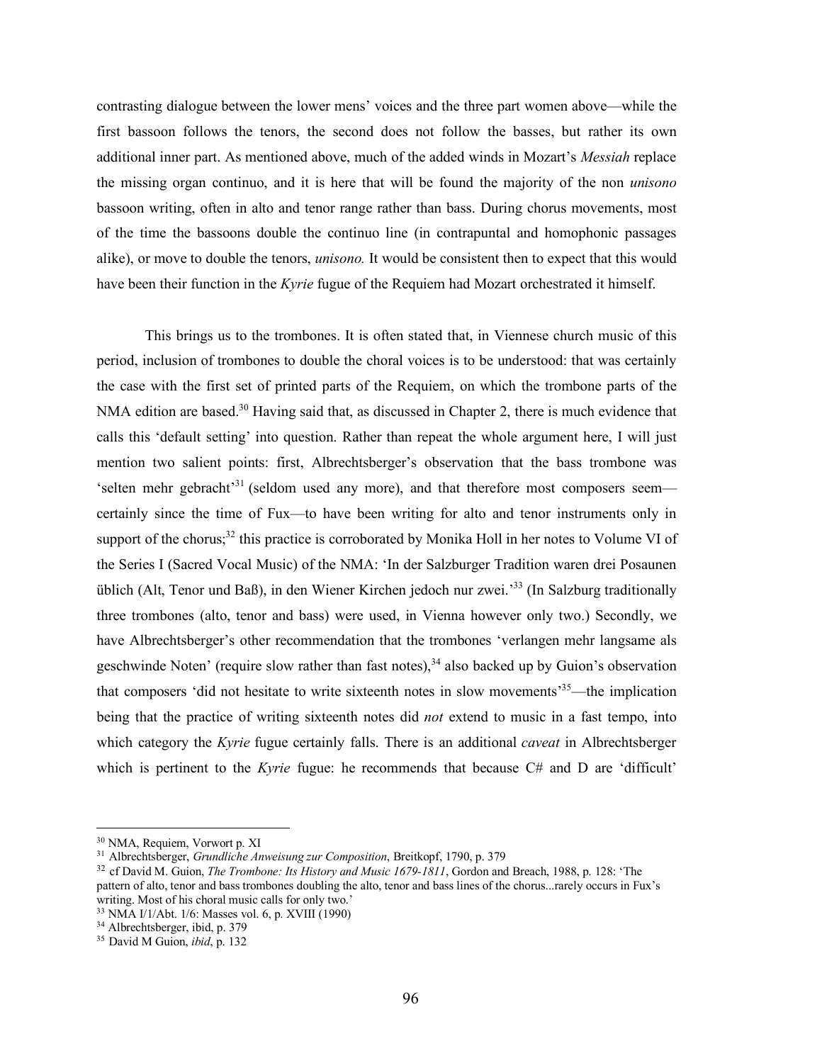contrasting dialogue between the lower mens' voices and the three part women above—while the first bassoon follows the tenors, the second does not follow the basses, but rather its own additional inner part. As mentioned above, much of the added winds in Mozart's *Messiah* replace the missing organ continuo, and it is here that will be found the majority of the non *unisono* bassoon writing, often in alto and tenor range rather than bass. During chorus movements, most of the time the bassoons double the continuo line (in contrapuntal and homophonic passages alike), or move to double the tenors, *unisono.* It would be consistent then to expect that this would have been their function in the *Kyrie* fugue of the Requiem had Mozart orchestrated it himself.

This brings us to the trombones. It is often stated that, in Viennese church music of this period, inclusion of trombones to double the choral voices is to be understood: that was certainly the case with the first set of printed parts of the Requiem, on which the trombone parts of the NMA edition are based.[30] Having said that, as discussed in Chapter 2, there is much evidence that calls this 'default setting' into question. Rather than repeat the whole argument here, I will just mention two salient points: first, Albrechtsberger's observation that the bass trombone was 'selten mehr gebracht'[31] (seldom used any more), and that therefore most composers seem—certainly since the time of Fux—to have been writing for alto and tenor instruments only in support of the chorus;[32] this practice is corroborated by Monika Holl in her notes to Volume VI of the Series I (Sacred Vocal Music) of the NMA: 'In der Salzburger Tradition waren drei Posaunen üblich (Alt, Tenor und Baß), in den Wiener Kirchen jedoch nur zwei.'[33] (In Salzburg traditionally three trombones (alto, tenor and bass) were used, in Vienna however only two.) Secondly, we have Albrechtsberger's other recommendation that the trombones 'verlangen mehr langsame als geschwinde Noten' (require slow rather than fast notes),[34] also backed up by Guion's observation that composers 'did not hesitate to write sixteenth notes in slow movements'[35]—the implication being that the practice of writing sixteenth notes did *not* extend to music in a fast tempo, into which category the *Kyrie* fugue certainly falls. There is an additional *caveat* in Albrechtsberger which is pertinent to the *Kyrie* fugue: he recommends that because C# and D are 'difficult'

---

[30] NMA, Requiem, Vorwort p. XI

[31] Albrechtsberger, *Grundliche Anweisung zur Composition*, Breitkopf, 1790, p. 379

[32] cf David M. Guion, *The Trombone: Its History and Music 1679-1811*, Gordon and Breach, 1988, p. 128: 'The pattern of alto, tenor and bass trombones doubling the alto, tenor and bass lines of the chorus...rarely occurs in Fux's writing. Most of his choral music calls for only two.'

[33] NMA I/1/Abt. 1/6: Masses vol. 6, p. XVIII (1990)

[34] Albrechtsberger, ibid, p. 379

[35] David M Guion, *ibid*, p. 132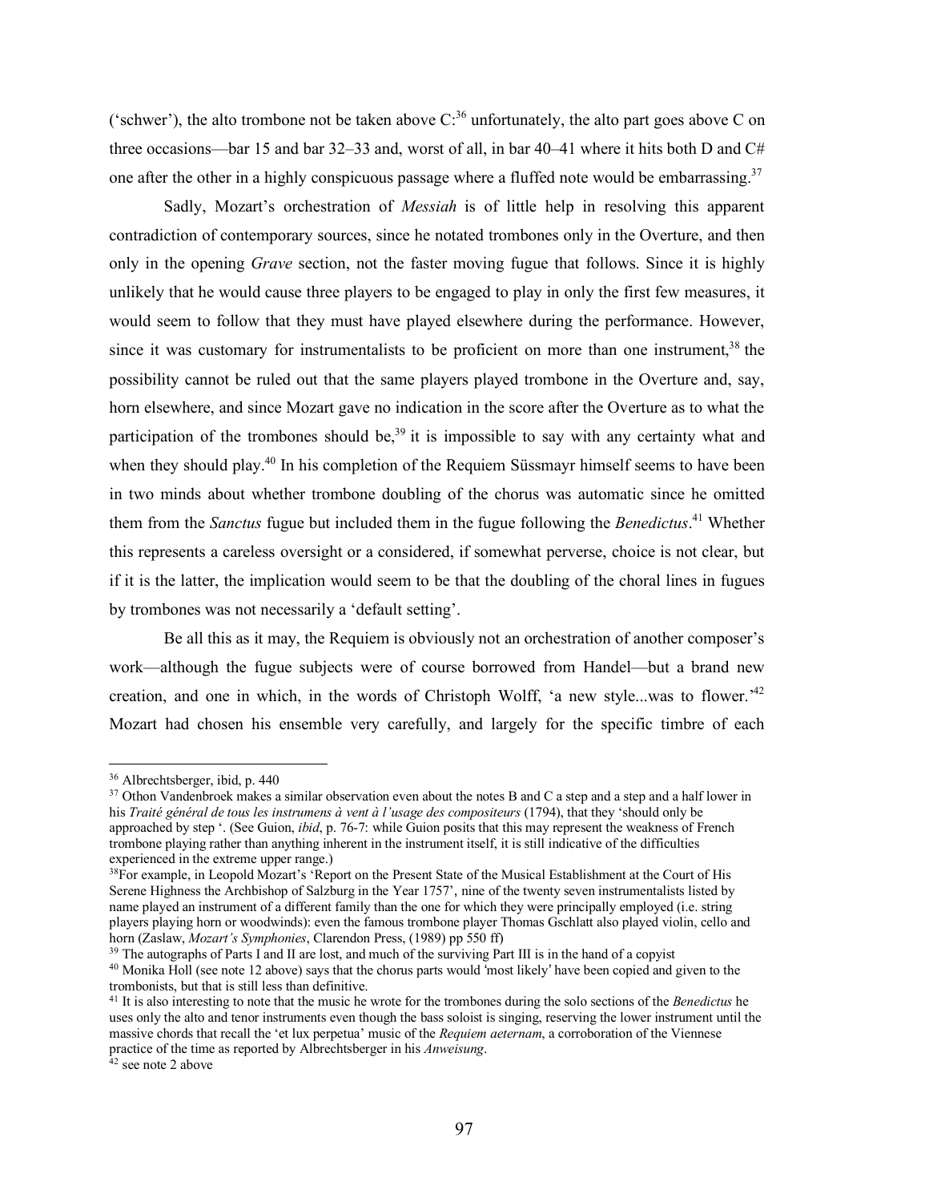('schwer'), the alto trombone not be taken above C:[36] unfortunately, the alto part goes above C on three occasions—bar 15 and bar 32–33 and, worst of all, in bar 40–41 where it hits both D and C# one after the other in a highly conspicuous passage where a fluffed note would be embarrassing.[37]

Sadly, Mozart's orchestration of *Messiah* is of little help in resolving this apparent contradiction of contemporary sources, since he notated trombones only in the Overture, and then only in the opening *Grave* section, not the faster moving fugue that follows. Since it is highly unlikely that he would cause three players to be engaged to play in only the first few measures, it would seem to follow that they must have played elsewhere during the performance. However, since it was customary for instrumentalists to be proficient on more than one instrument,[38] the possibility cannot be ruled out that the same players played trombone in the Overture and, say, horn elsewhere, and since Mozart gave no indication in the score after the Overture as to what the participation of the trombones should be,[39] it is impossible to say with any certainty what and when they should play.[40] In his completion of the Requiem Süssmayr himself seems to have been in two minds about whether trombone doubling of the chorus was automatic since he omitted them from the *Sanctus* fugue but included them in the fugue following the *Benedictus*.[41] Whether this represents a careless oversight or a considered, if somewhat perverse, choice is not clear, but if it is the latter, the implication would seem to be that the doubling of the choral lines in fugues by trombones was not necessarily a 'default setting'.

Be all this as it may, the Requiem is obviously not an orchestration of another composer's work—although the fugue subjects were of course borrowed from Handel—but a brand new creation, and one in which, in the words of Christoph Wolff, 'a new style...was to flower.'[42] Mozart had chosen his ensemble very carefully, and largely for the specific timbre of each

---

[36] Albrechtsberger, ibid, p. 440

[37] Othon Vandenbroek makes a similar observation even about the notes B and C a step and a step and a half lower in his *Traité général de tous les instrumens à vent à l'usage des compositeurs* (1794), that they 'should only be approached by step '. (See Guion, *ibid*, p. 76-7: while Guion posits that this may represent the weakness of French trombone playing rather than anything inherent in the instrument itself, it is still indicative of the difficulties experienced in the extreme upper range.)

[38] For example, in Leopold Mozart's 'Report on the Present State of the Musical Establishment at the Court of His Serene Highness the Archbishop of Salzburg in the Year 1757', nine of the twenty seven instrumentalists listed by name played an instrument of a different family than the one for which they were principally employed (i.e. string players playing horn or woodwinds): even the famous trombone player Thomas Gschlatt also played violin, cello and horn (Zaslaw, *Mozart's Symphonies*, Clarendon Press, (1989) pp 550 ff)

[39] The autographs of Parts I and II are lost, and much of the surviving Part III is in the hand of a copyist

[40] Monika Holl (see note 12 above) says that the chorus parts would 'most likely' have been copied and given to the trombonists, but that is still less than definitive.

[41] It is also interesting to note that the music he wrote for the trombones during the solo sections of the *Benedictus* he uses only the alto and tenor instruments even though the bass soloist is singing, reserving the lower instrument until the massive chords that recall the 'et lux perpetua' music of the *Requiem aeternam*, a corroboration of the Viennese practice of the time as reported by Albrechtsberger in his *Anweisung*.

[42] see note 2 above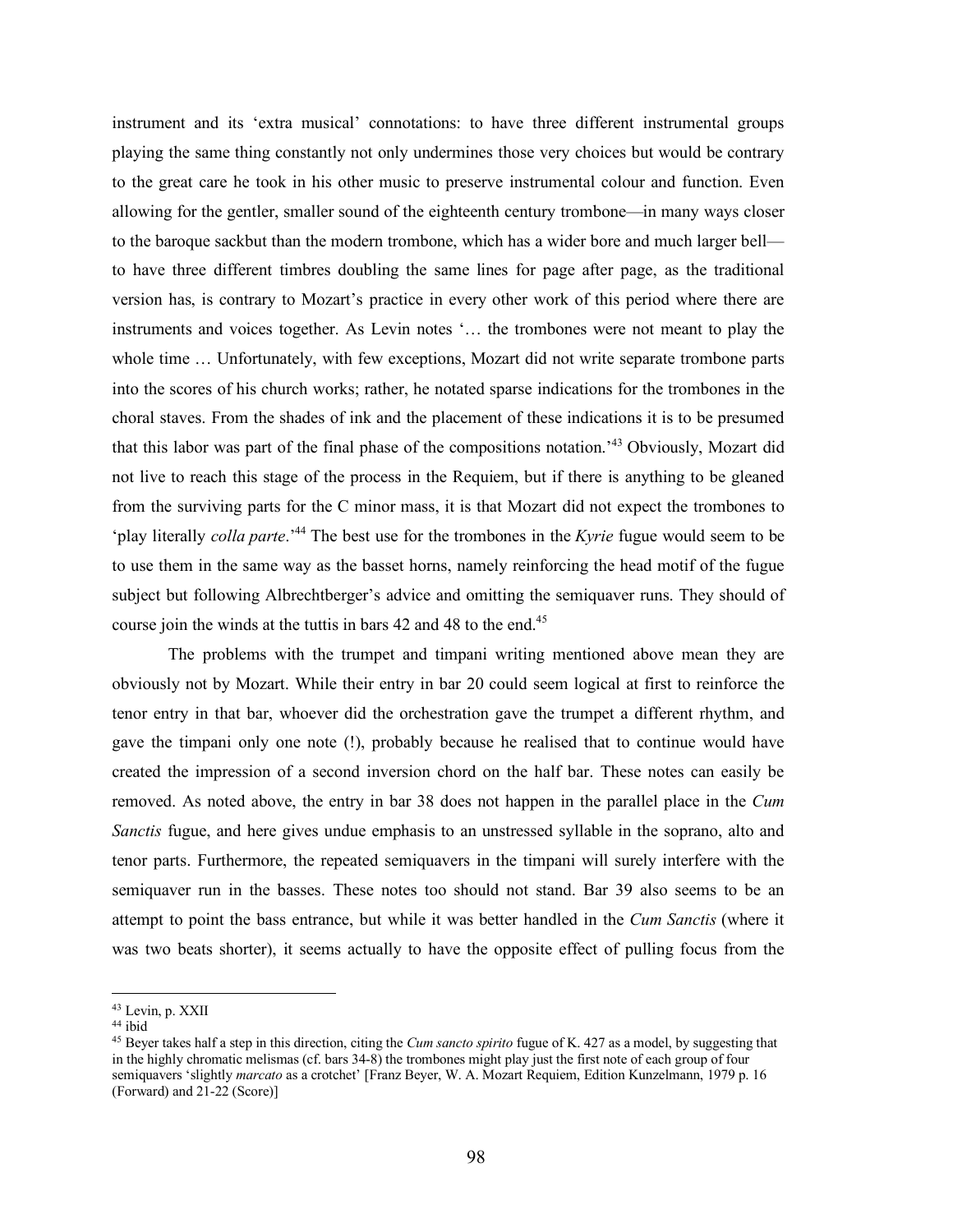instrument and its 'extra musical' connotations: to have three different instrumental groups playing the same thing constantly not only undermines those very choices but would be contrary to the great care he took in his other music to preserve instrumental colour and function. Even allowing for the gentler, smaller sound of the eighteenth century trombone—in many ways closer to the baroque sackbut than the modern trombone, which has a wider bore and much larger bell—to have three different timbres doubling the same lines for page after page, as the traditional version has, is contrary to Mozart's practice in every other work of this period where there are instruments and voices together. As Levin notes '… the trombones were not meant to play the whole time … Unfortunately, with few exceptions, Mozart did not write separate trombone parts into the scores of his church works; rather, he notated sparse indications for the trombones in the choral staves. From the shades of ink and the placement of these indications it is to be presumed that this labor was part of the final phase of the compositions notation.'[43] Obviously, Mozart did not live to reach this stage of the process in the Requiem, but if there is anything to be gleaned from the surviving parts for the C minor mass, it is that Mozart did not expect the trombones to 'play literally *colla parte*.'[44] The best use for the trombones in the *Kyrie* fugue would seem to be to use them in the same way as the basset horns, namely reinforcing the head motif of the fugue subject but following Albrechtberger's advice and omitting the semiquaver runs. They should of course join the winds at the tuttis in bars 42 and 48 to the end.[45]

The problems with the trumpet and timpani writing mentioned above mean they are obviously not by Mozart. While their entry in bar 20 could seem logical at first to reinforce the tenor entry in that bar, whoever did the orchestration gave the trumpet a different rhythm, and gave the timpani only one note (!), probably because he realised that to continue would have created the impression of a second inversion chord on the half bar. These notes can easily be removed. As noted above, the entry in bar 38 does not happen in the parallel place in the *Cum Sanctis* fugue, and here gives undue emphasis to an unstressed syllable in the soprano, alto and tenor parts. Furthermore, the repeated semiquavers in the timpani will surely interfere with the semiquaver run in the basses. These notes too should not stand. Bar 39 also seems to be an attempt to point the bass entrance, but while it was better handled in the *Cum Sanctis* (where it was two beats shorter), it seems actually to have the opposite effect of pulling focus from the

---

[43] Levin, p. XXII

[44] ibid

[45] Beyer takes half a step in this direction, citing the *Cum sancto spirito* fugue of K. 427 as a model, by suggesting that in the highly chromatic melismas (cf. bars 34-8) the trombones might play just the first note of each group of four semiquavers 'slightly *marcato* as a crotchet' [Franz Beyer, W. A. Mozart Requiem, Edition Kunzelmann, 1979 p. 16 (Forward) and 21-22 (Score)]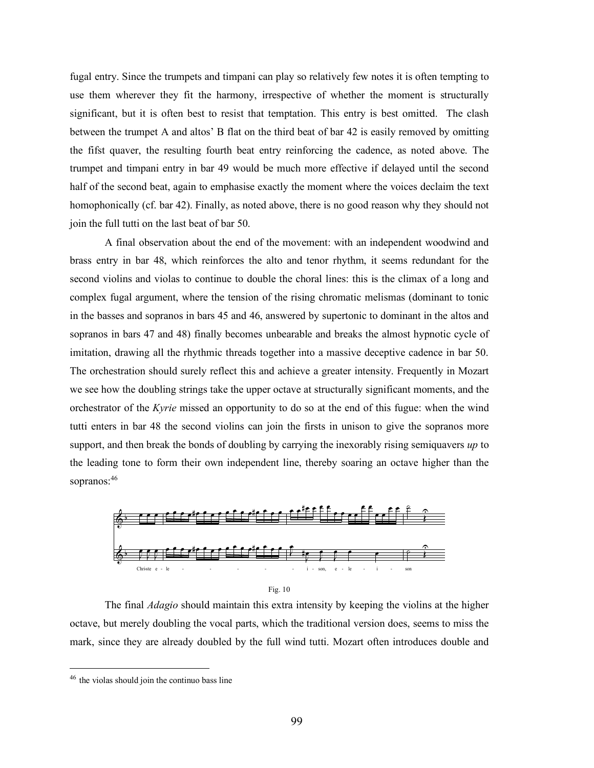fugal entry. Since the trumpets and timpani can play so relatively few notes it is often tempting to use them wherever they fit the harmony, irrespective of whether the moment is structurally significant, but it is often best to resist that temptation. This entry is best omitted. The clash between the trumpet A and altos' B flat on the third beat of bar 42 is easily removed by omitting the fifst quaver, the resulting fourth beat entry reinforcing the cadence, as noted above. The trumpet and timpani entry in bar 49 would be much more effective if delayed until the second half of the second beat, again to emphasise exactly the moment where the voices declaim the text homophonically (cf. bar 42). Finally, as noted above, there is no good reason why they should not join the full tutti on the last beat of bar 50.

A final observation about the end of the movement: with an independent woodwind and brass entry in bar 48, which reinforces the alto and tenor rhythm, it seems redundant for the second violins and violas to continue to double the choral lines: this is the climax of a long and complex fugal argument, where the tension of the rising chromatic melismas (dominant to tonic in the basses and sopranos in bars 45 and 46, answered by supertonic to dominant in the altos and sopranos in bars 47 and 48) finally becomes unbearable and breaks the almost hypnotic cycle of imitation, drawing all the rhythmic threads together into a massive deceptive cadence in bar 50. The orchestration should surely reflect this and achieve a greater intensity. Frequently in Mozart we see how the doubling strings take the upper octave at structurally significant moments, and the orchestrator of the *Kyrie* missed an opportunity to do so at the end of this fugue: when the wind tutti enters in bar 48 the second violins can join the firsts in unison to give the sopranos more support, and then break the bonds of doubling by carrying the inexorably rising semiquavers *up* to the leading tone to form their own independent line, thereby soaring an octave higher than the sopranos:[46]

Christe e - le - - - - - - i - son, e - le - i - son

Fig. 10

The final *Adagio* should maintain this extra intensity by keeping the violins at the higher octave, but merely doubling the vocal parts, which the traditional version does, seems to miss the mark, since they are already doubled by the full wind tutti. Mozart often introduces double and

[46] the violas should join the continuo bass line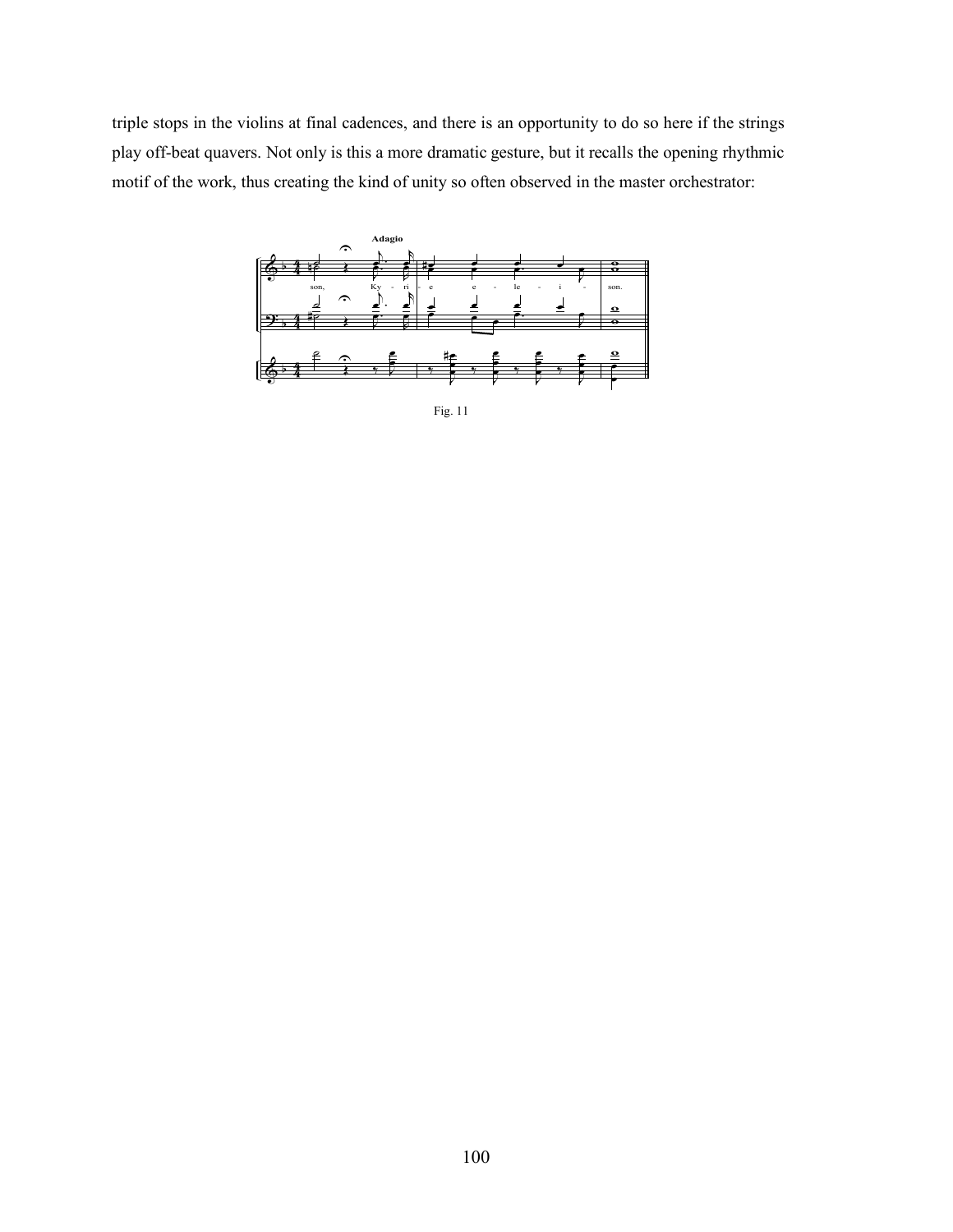triple stops in the violins at final cadences, and there is an opportunity to do so here if the strings play off-beat quavers. Not only is this a more dramatic gesture, but it recalls the opening rhythmic motif of the work, thus creating the kind of unity so often observed in the master orchestrator:

Fig. 11